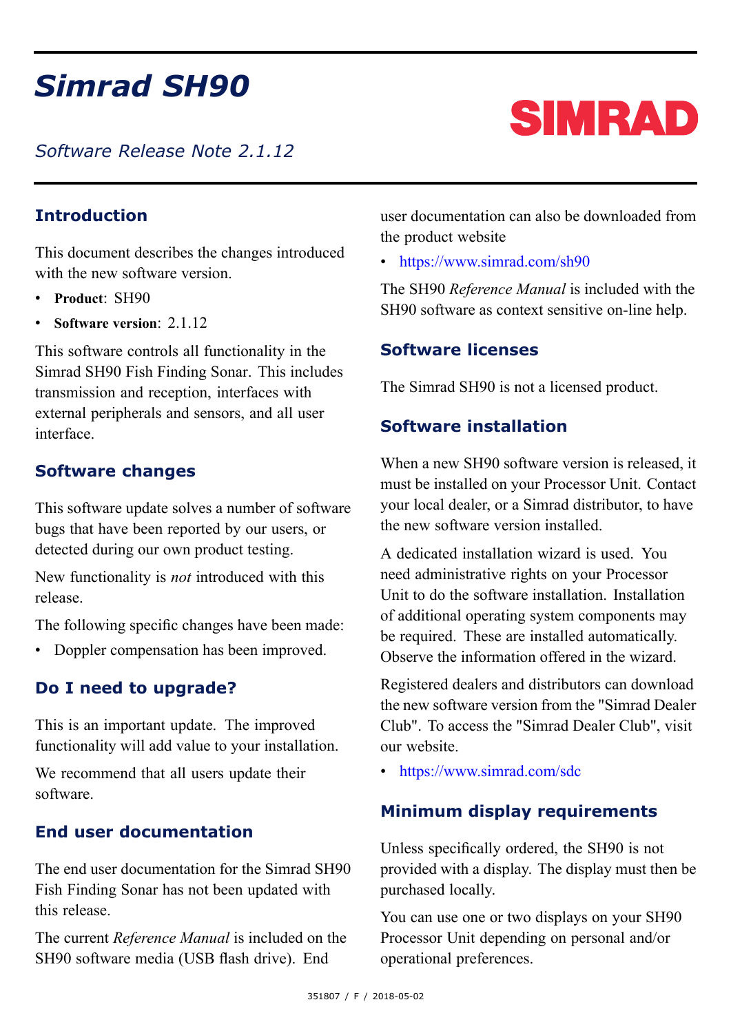# Simrad SH90

*Software Release Note 2.1.12*

## Introduction

This document describes the changes introduced with the new software version.

- **Product**: SH90
- **Software version**: 2.1.12

This software controls all functionality in the Simrad SH90 Fish Finding Sonar. This includes transmission and reception, interfaces with external peripherals and sensors, and all user interface.

## Software changes

This software update solves a number of software bugs that have been reported by our users, or detected during our own product testing.

New functionality is *not* introduced with this release.

The following specific changes have been made:

- Doppler compensation has been improved.

## Do I need to upgrade?

This is an important update. The improved functionality will add value to your installation.

We recommend that all users update their software.

## End user documentation

The end user documentation for the Simrad SH90 Fish Finding Sonar has not been updated with this release.

The current *Reference Manual* is included on the SH90 software media (USB flash drive). End user documentation can also be downloaded from the product website

- https://www.simrad.com/sh90

The SH90 *Reference Manual* is included with the SH90 software as context sensitive on-line help.

## Software licenses

The Simrad SH90 is not a licensed product.

## Software installation

When a new SH90 software version is released, it must be installed on your Processor Unit. Contact your local dealer, or a Simrad distributor, to have the new software version installed.

A dedicated installation wizard is used. You need administrative rights on your Processor Unit to do the software installation. Installation of additional operating system components may be required. These are installed automatically. Observe the information offered in the wizard.

Registered dealers and distributors can download the new software version from the "Simrad Dealer Club". To access the "Simrad Dealer Club", visit our website.

- https://www.simrad.com/sdc

## Minimum display requirements

Unless specifically ordered, the SH90 is not provided with a display. The display must then be purchased locally.

You can use one or two displays on your SH90 Processor Unit depending on personal and/or operational preferences.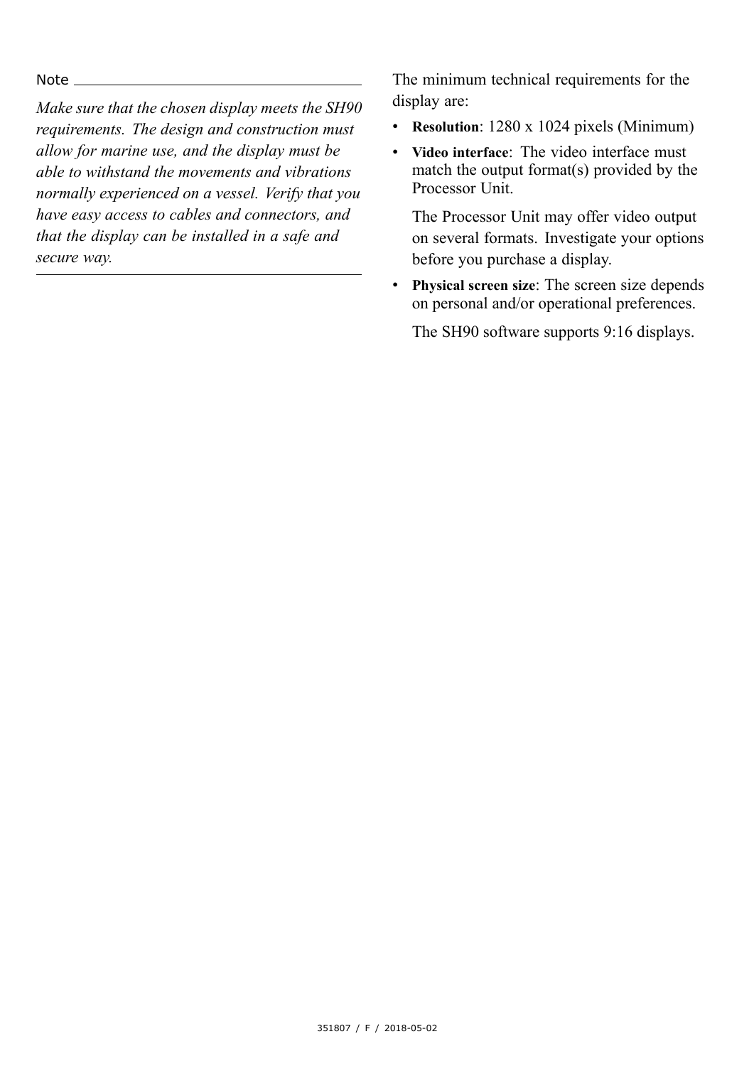Note

*Make sure that the chosen display meets the SH90 requirements. The design and construction must allow for marine use, and the display must be able to withstand the movements and vibrations normally experienced on a vessel. Verify that you have easy access to cables and connectors, and that the display can be installed in a safe and secure way.*

---

The minimum technical requirements for the display are:

- **Resolution**: 1280 x 1024 pixels (Minimum)
- **Video interface**: The video interface must match the output format(s) provided by the Processor Unit.

  The Processor Unit may offer video output on several formats. Investigate your options before you purchase a display.
- **Physical screen size**: The screen size depends on personal and/or operational preferences.

  The SH90 software supports 9:16 displays.